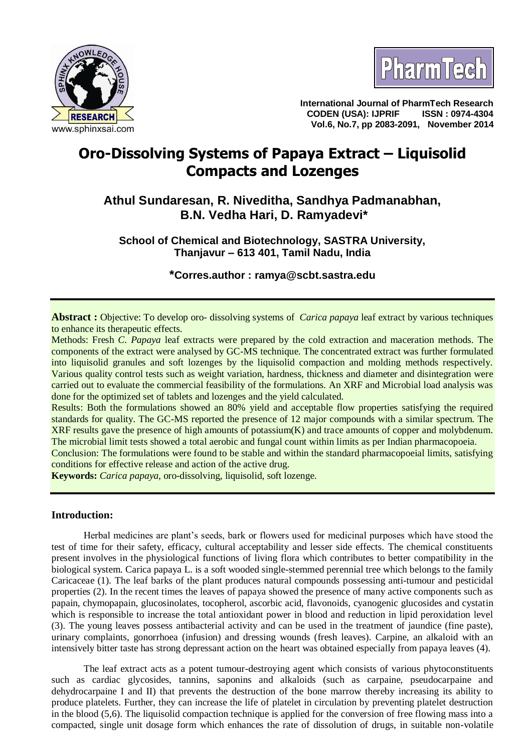# Oro-Dissolving Systems of Papaya Extract – Liquisolid Compacts and Lozenges

**Athul Sundaresan, R. Niveditha, Sandhya Padmanabhan, B.N. Vedha Hari, D. Ramyadevi***

**School of Chemical and Biotechnology, SASTRA University, Thanjavur – 613 401, Tamil Nadu, India**

***Corres.author : ramya@scbt.sastra.edu**

**Abstract :** Objective: To develop oro- dissolving systems of *Carica papaya* leaf extract by various techniques to enhance its therapeutic effects.

Methods: Fresh *C. Papaya* leaf extracts were prepared by the cold extraction and maceration methods. The components of the extract were analysed by GC-MS technique. The concentrated extract was further formulated into liquisolid granules and soft lozenges by the liquisolid compaction and molding methods respectively. Various quality control tests such as weight variation, hardness, thickness and diameter and disintegration were carried out to evaluate the commercial feasibility of the formulations. An XRF and Microbial load analysis was done for the optimized set of tablets and lozenges and the yield calculated.

Results: Both the formulations showed an 80% yield and acceptable flow properties satisfying the required standards for quality. The GC-MS reported the presence of 12 major compounds with a similar spectrum. The XRF results gave the presence of high amounts of potassium(K) and trace amounts of copper and molybdenum. The microbial limit tests showed a total aerobic and fungal count within limits as per Indian pharmacopoeia.

Conclusion: The formulations were found to be stable and within the standard pharmacopoeial limits, satisfying conditions for effective release and action of the active drug.

**Keywords:** *Carica papaya*, oro-dissolving, liquisolid, soft lozenge.

## Introduction:

Herbal medicines are plant's seeds, bark or flowers used for medicinal purposes which have stood the test of time for their safety, efficacy, cultural acceptability and lesser side effects. The chemical constituents present involves in the physiological functions of living flora which contributes to better compatibility in the biological system. Carica papaya L. is a soft wooded single-stemmed perennial tree which belongs to the family Caricaceae (1). The leaf barks of the plant produces natural compounds possessing anti-tumour and pesticidal properties (2). In the recent times the leaves of papaya showed the presence of many active components such as papain, chymopapain, glucosinolates, tocopherol, ascorbic acid, flavonoids, cyanogenic glucosides and cystatin which is responsible to increase the total antioxidant power in blood and reduction in lipid peroxidation level (3). The young leaves possess antibacterial activity and can be used in the treatment of jaundice (fine paste), urinary complaints, gonorrhoea (infusion) and dressing wounds (fresh leaves). Carpine, an alkaloid with an intensively bitter taste has strong depressant action on the heart was obtained especially from papaya leaves (4).

The leaf extract acts as a potent tumour-destroying agent which consists of various phytoconstituents such as cardiac glycosides, tannins, saponins and alkaloids (such as carpaine, pseudocarpaine and dehydrocarpaine I and II) that prevents the destruction of the bone marrow thereby increasing its ability to produce platelets. Further, they can increase the life of platelet in circulation by preventing platelet destruction in the blood (5,6). The liquisolid compaction technique is applied for the conversion of free flowing mass into a compacted, single unit dosage form which enhances the rate of dissolution of drugs, in suitable non-volatile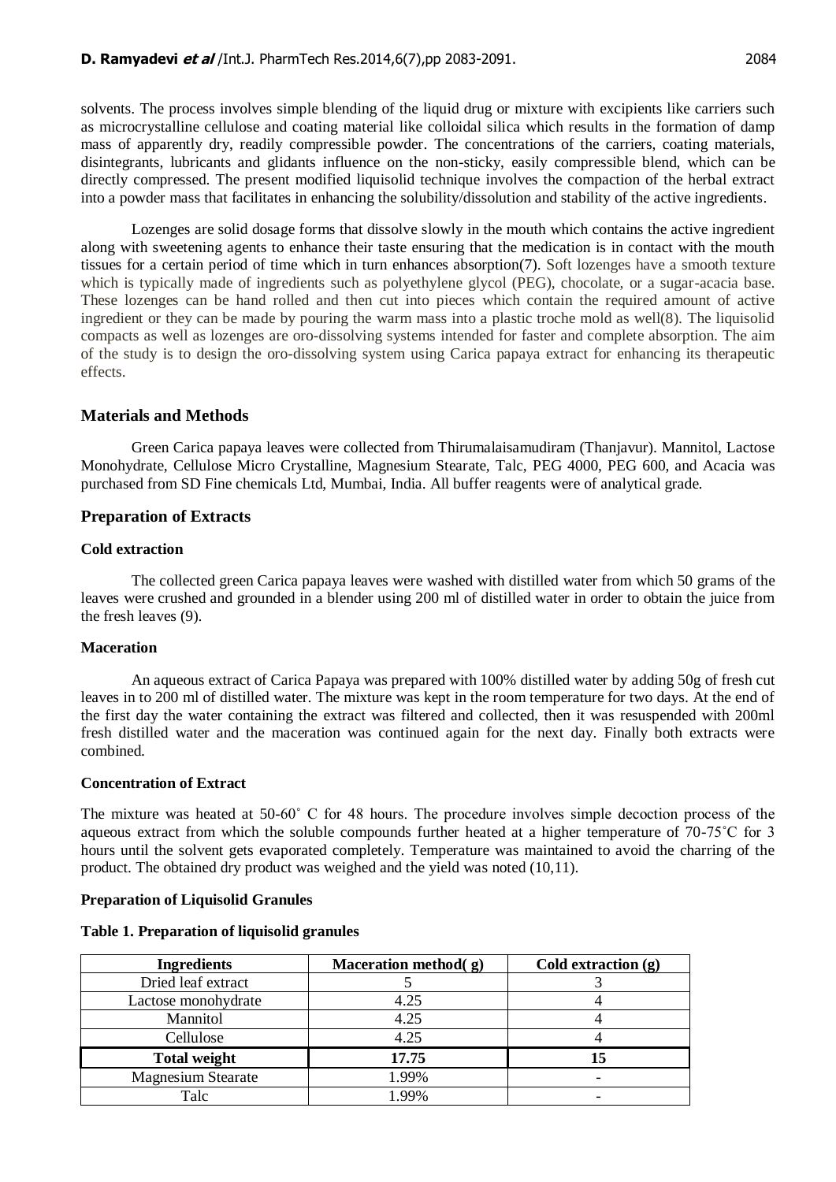solvents. The process involves simple blending of the liquid drug or mixture with excipients like carriers such as microcrystalline cellulose and coating material like colloidal silica which results in the formation of damp mass of apparently dry, readily compressible powder. The concentrations of the carriers, coating materials, disintegrants, lubricants and glidants influence on the non-sticky, easily compressible blend, which can be directly compressed. The present modified liquisolid technique involves the compaction of the herbal extract into a powder mass that facilitates in enhancing the solubility/dissolution and stability of the active ingredients.

Lozenges are solid dosage forms that dissolve slowly in the mouth which contains the active ingredient along with sweetening agents to enhance their taste ensuring that the medication is in contact with the mouth tissues for a certain period of time which in turn enhances absorption(7). Soft lozenges have a smooth texture which is typically made of ingredients such as polyethylene glycol (PEG), chocolate, or a sugar-acacia base. These lozenges can be hand rolled and then cut into pieces which contain the required amount of active ingredient or they can be made by pouring the warm mass into a plastic troche mold as well(8). The liquisolid compacts as well as lozenges are oro-dissolving systems intended for faster and complete absorption. The aim of the study is to design the oro-dissolving system using Carica papaya extract for enhancing its therapeutic effects.

## Materials and Methods

Green Carica papaya leaves were collected from Thirumalaisamudiram (Thanjavur). Mannitol, Lactose Monohydrate, Cellulose Micro Crystalline, Magnesium Stearate, Talc, PEG 4000, PEG 600, and Acacia was purchased from SD Fine chemicals Ltd, Mumbai, India. All buffer reagents were of analytical grade.

## Preparation of Extracts

### Cold extraction

The collected green Carica papaya leaves were washed with distilled water from which 50 grams of the leaves were crushed and grounded in a blender using 200 ml of distilled water in order to obtain the juice from the fresh leaves (9).

### Maceration

An aqueous extract of Carica Papaya was prepared with 100% distilled water by adding 50g of fresh cut leaves in to 200 ml of distilled water. The mixture was kept in the room temperature for two days. At the end of the first day the water containing the extract was filtered and collected, then it was resuspended with 200ml fresh distilled water and the maceration was continued again for the next day. Finally both extracts were combined.

### Concentration of Extract

The mixture was heated at 50-60˚ C for 48 hours. The procedure involves simple decoction process of the aqueous extract from which the soluble compounds further heated at a higher temperature of 70-75˚C for 3 hours until the solvent gets evaporated completely. Temperature was maintained to avoid the charring of the product. The obtained dry product was weighed and the yield was noted (10,11).

### Preparation of Liquisolid Granules

**Table 1. Preparation of liquisolid granules**

| Ingredients | Maceration method( g) | Cold extraction (g) |
|---|---|---|
| Dried leaf extract | 5 | 3 |
| Lactose monohydrate | 4.25 | 4 |
| Mannitol | 4.25 | 4 |
| Cellulose | 4.25 | 4 |
| **Total weight** | **17.75** | **15** |
| Magnesium Stearate | 1.99% | - |
| Talc | 1.99% | - |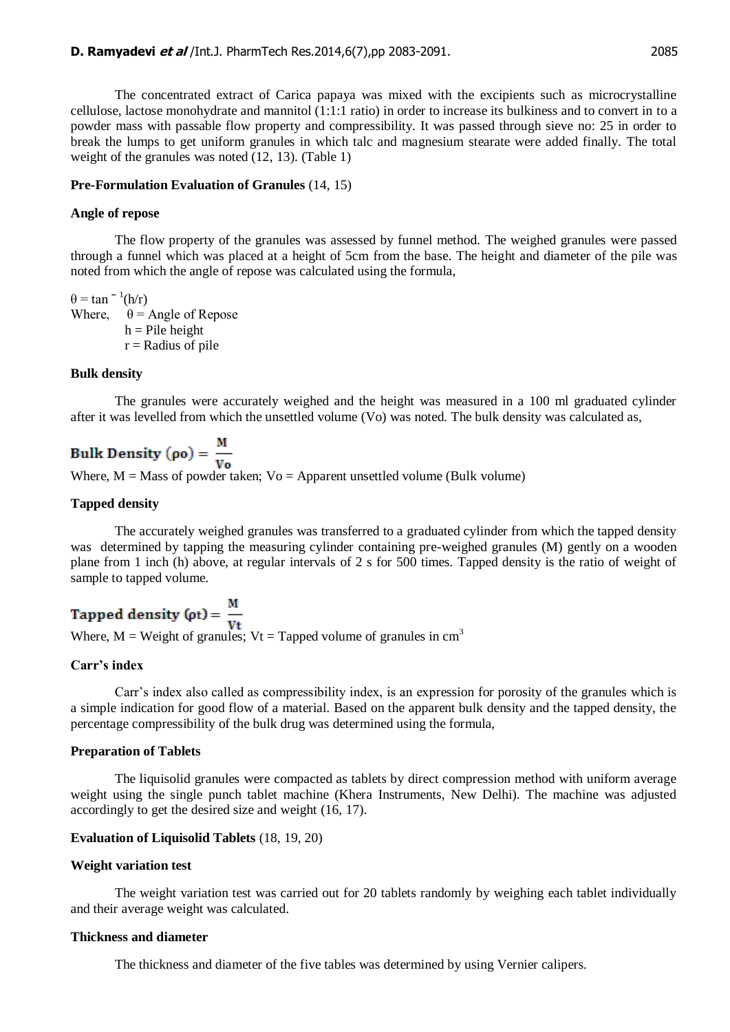The concentrated extract of Carica papaya was mixed with the excipients such as microcrystalline cellulose, lactose monohydrate and mannitol (1:1:1 ratio) in order to increase its bulkiness and to convert in to a powder mass with passable flow property and compressibility. It was passed through sieve no: 25 in order to break the lumps to get uniform granules in which talc and magnesium stearate were added finally. The total weight of the granules was noted (12, 13). (Table 1)

**Pre-Formulation Evaluation of Granules** (14, 15)

**Angle of repose**

The flow property of the granules was assessed by funnel method. The weighed granules were passed through a funnel which was placed at a height of 5cm from the base. The height and diameter of the pile was noted from which the angle of repose was calculated using the formula,

$\theta = \tan^{-1}(h/r)$

Where, $\theta$ = Angle of Repose
$h$ = Pile height
$r$ = Radius of pile

**Bulk density**

The granules were accurately weighed and the height was measured in a 100 ml graduated cylinder after it was levelled from which the unsettled volume (Vo) was noted. The bulk density was calculated as,

$$\textbf{Bulk Density } (\rho o) = \frac{M}{Vo}$$

Where, M = Mass of powder taken; Vo = Apparent unsettled volume (Bulk volume)

**Tapped density**

The accurately weighed granules was transferred to a graduated cylinder from which the tapped density was determined by tapping the measuring cylinder containing pre-weighed granules (M) gently on a wooden plane from 1 inch (h) above, at regular intervals of 2 s for 500 times. Tapped density is the ratio of weight of sample to tapped volume.

$$\textbf{Tapped density } (\rho t) = \frac{M}{Vt}$$

Where, M = Weight of granules; Vt = Tapped volume of granules in $cm^3$

**Carr's index**

Carr's index also called as compressibility index, is an expression for porosity of the granules which is a simple indication for good flow of a material. Based on the apparent bulk density and the tapped density, the percentage compressibility of the bulk drug was determined using the formula,

**Preparation of Tablets**

The liquisolid granules were compacted as tablets by direct compression method with uniform average weight using the single punch tablet machine (Khera Instruments, New Delhi). The machine was adjusted accordingly to get the desired size and weight (16, 17).

**Evaluation of Liquisolid Tablets** (18, 19, 20)

**Weight variation test**

The weight variation test was carried out for 20 tablets randomly by weighing each tablet individually and their average weight was calculated.

**Thickness and diameter**

The thickness and diameter of the five tables was determined by using Vernier calipers.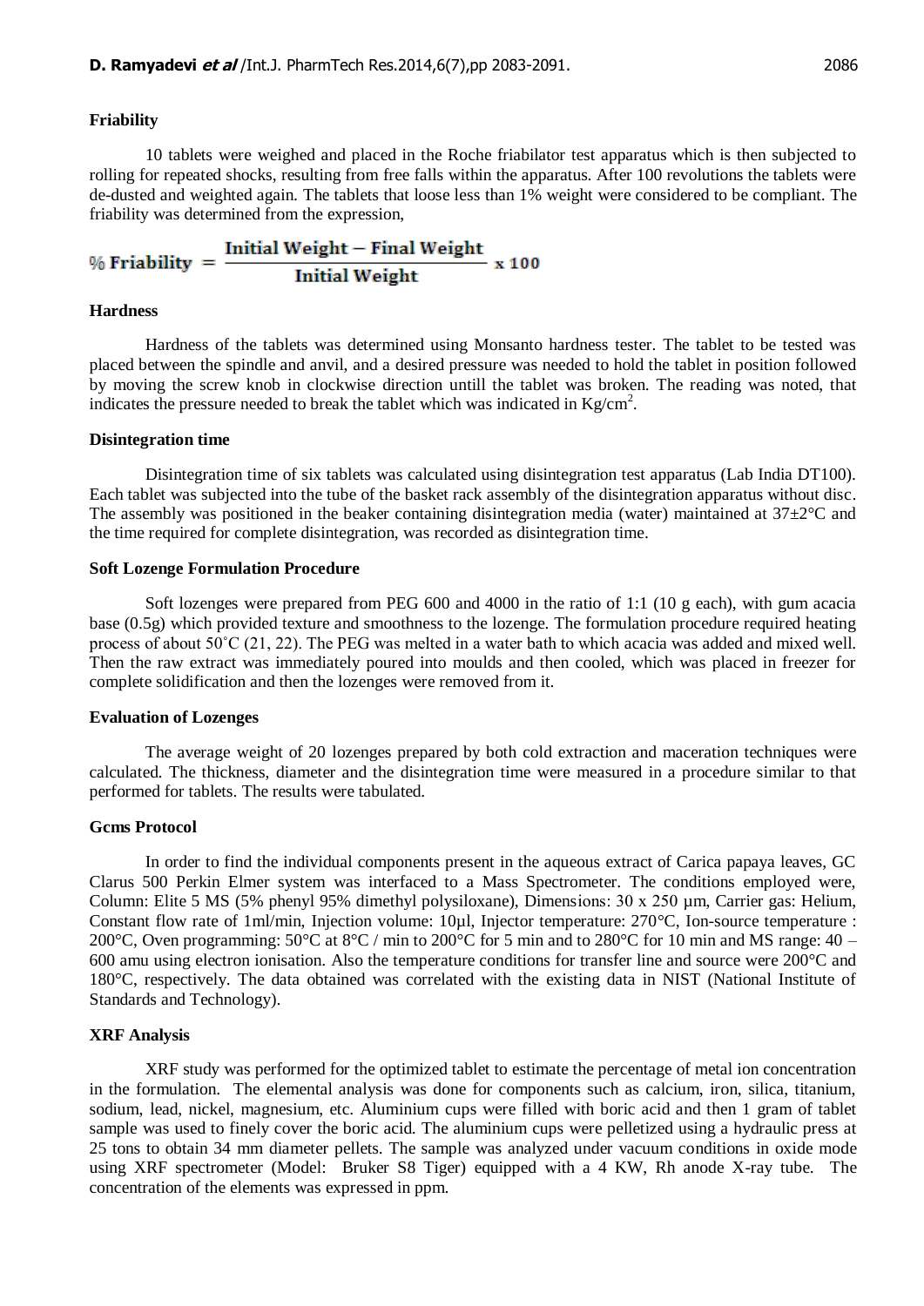### Friability

10 tablets were weighed and placed in the Roche friabilator test apparatus which is then subjected to rolling for repeated shocks, resulting from free falls within the apparatus. After 100 revolutions the tablets were de-dusted and weighted again. The tablets that loose less than 1% weight were considered to be compliant. The friability was determined from the expression,

$$\% \text{ Friability} = \frac{\text{Initial Weight} - \text{Final Weight}}{\text{Initial Weight}} \times 100$$

### Hardness

Hardness of the tablets was determined using Monsanto hardness tester. The tablet to be tested was placed between the spindle and anvil, and a desired pressure was needed to hold the tablet in position followed by moving the screw knob in clockwise direction untill the tablet was broken. The reading was noted, that indicates the pressure needed to break the tablet which was indicated in $Kg/cm^2$.

### Disintegration time

Disintegration time of six tablets was calculated using disintegration test apparatus (Lab India DT100). Each tablet was subjected into the tube of the basket rack assembly of the disintegration apparatus without disc. The assembly was positioned in the beaker containing disintegration media (water) maintained at 37±2°C and the time required for complete disintegration, was recorded as disintegration time.

### Soft Lozenge Formulation Procedure

Soft lozenges were prepared from PEG 600 and 4000 in the ratio of 1:1 (10 g each), with gum acacia base (0.5g) which provided texture and smoothness to the lozenge. The formulation procedure required heating process of about 50˚C (21, 22). The PEG was melted in a water bath to which acacia was added and mixed well. Then the raw extract was immediately poured into moulds and then cooled, which was placed in freezer for complete solidification and then the lozenges were removed from it.

### Evaluation of Lozenges

The average weight of 20 lozenges prepared by both cold extraction and maceration techniques were calculated. The thickness, diameter and the disintegration time were measured in a procedure similar to that performed for tablets. The results were tabulated.

### Gcms Protocol

In order to find the individual components present in the aqueous extract of Carica papaya leaves, GC Clarus 500 Perkin Elmer system was interfaced to a Mass Spectrometer. The conditions employed were, Column: Elite 5 MS (5% phenyl 95% dimethyl polysiloxane), Dimensions: 30 x 250 µm, Carrier gas: Helium, Constant flow rate of 1ml/min, Injection volume: 10µl, Injector temperature: 270°C, Ion-source temperature : 200°C, Oven programming: 50°C at 8°C / min to 200°C for 5 min and to 280°C for 10 min and MS range: 40 – 600 amu using electron ionisation. Also the temperature conditions for transfer line and source were 200°C and 180°C, respectively. The data obtained was correlated with the existing data in NIST (National Institute of Standards and Technology).

### XRF Analysis

XRF study was performed for the optimized tablet to estimate the percentage of metal ion concentration in the formulation. The elemental analysis was done for components such as calcium, iron, silica, titanium, sodium, lead, nickel, magnesium, etc. Aluminium cups were filled with boric acid and then 1 gram of tablet sample was used to finely cover the boric acid. The aluminium cups were pelletized using a hydraulic press at 25 tons to obtain 34 mm diameter pellets. The sample was analyzed under vacuum conditions in oxide mode using XRF spectrometer (Model: Bruker S8 Tiger) equipped with a 4 KW, Rh anode X-ray tube. The concentration of the elements was expressed in ppm.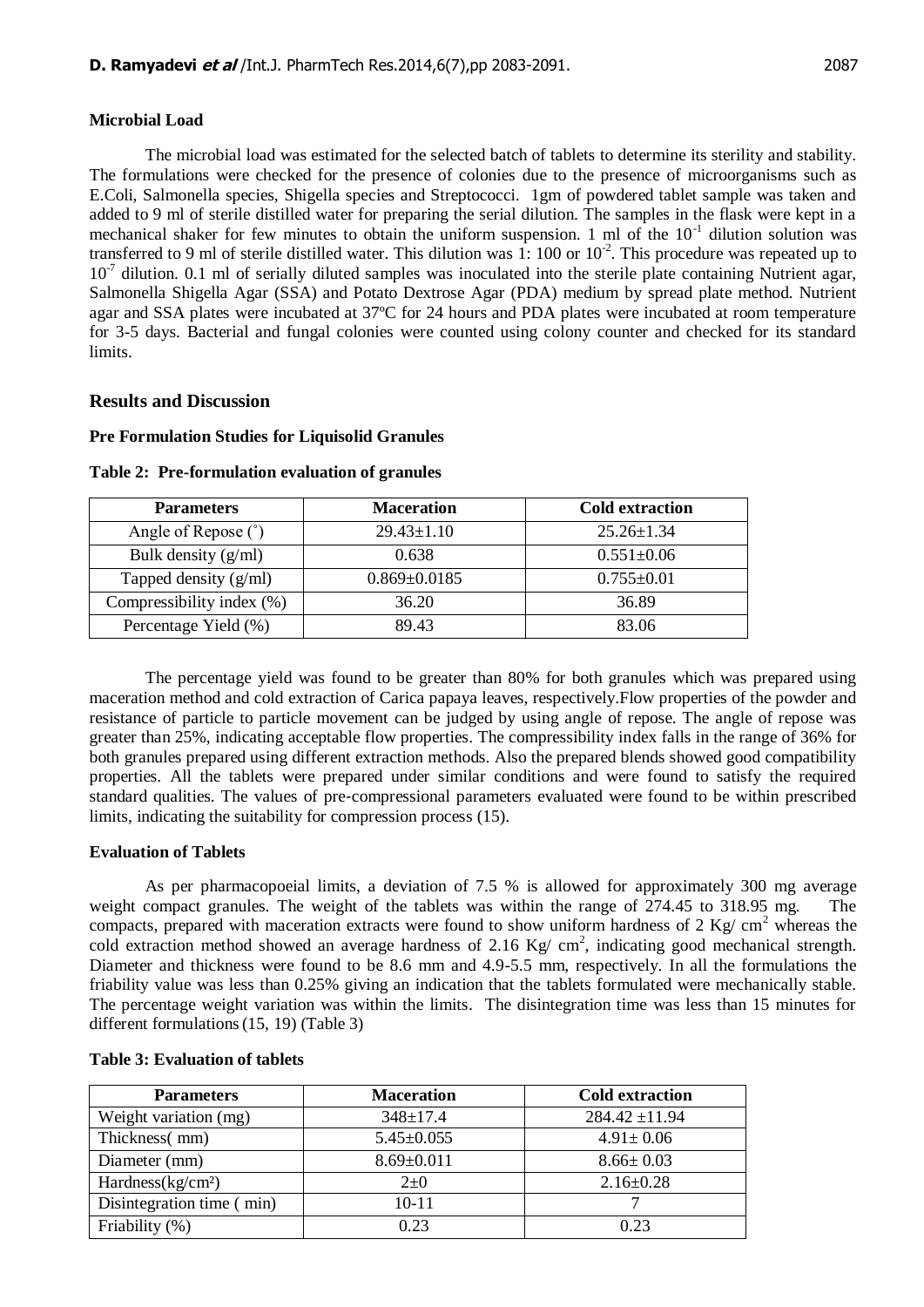**Microbial Load**

The microbial load was estimated for the selected batch of tablets to determine its sterility and stability. The formulations were checked for the presence of colonies due to the presence of microorganisms such as E.Coli, Salmonella species, Shigella species and Streptococci. 1gm of powdered tablet sample was taken and added to 9 ml of sterile distilled water for preparing the serial dilution. The samples in the flask were kept in a mechanical shaker for few minutes to obtain the uniform suspension. 1 ml of the $10^{-1}$ dilution solution was transferred to 9 ml of sterile distilled water. This dilution was 1: 100 or $10^{-2}$. This procedure was repeated up to $10^{-7}$ dilution. 0.1 ml of serially diluted samples was inoculated into the sterile plate containing Nutrient agar, Salmonella Shigella Agar (SSA) and Potato Dextrose Agar (PDA) medium by spread plate method. Nutrient agar and SSA plates were incubated at 37ºC for 24 hours and PDA plates were incubated at room temperature for 3-5 days. Bacterial and fungal colonies were counted using colony counter and checked for its standard limits.

## Results and Discussion

**Pre Formulation Studies for Liquisolid Granules**

**Table 2: Pre-formulation evaluation of granules**

| Parameters | Maceration | Cold extraction |
|---|---|---|
| Angle of Repose (˚) | 29.43±1.10 | 25.26±1.34 |
| Bulk density (g/ml) | 0.638 | 0.551±0.06 |
| Tapped density (g/ml) | 0.869±0.0185 | 0.755±0.01 |
| Compressibility index (%) | 36.20 | 36.89 |
| Percentage Yield (%) | 89.43 | 83.06 |

The percentage yield was found to be greater than 80% for both granules which was prepared using maceration method and cold extraction of Carica papaya leaves, respectively.Flow properties of the powder and resistance of particle to particle movement can be judged by using angle of repose. The angle of repose was greater than 25%, indicating acceptable flow properties. The compressibility index falls in the range of 36% for both granules prepared using different extraction methods. Also the prepared blends showed good compatibility properties. All the tablets were prepared under similar conditions and were found to satisfy the required standard qualities. The values of pre-compressional parameters evaluated were found to be within prescribed limits, indicating the suitability for compression process (15).

**Evaluation of Tablets**

As per pharmacopoeial limits, a deviation of 7.5 % is allowed for approximately 300 mg average weight compact granules. The weight of the tablets was within the range of 274.45 to 318.95 mg. The compacts, prepared with maceration extracts were found to show uniform hardness of 2 Kg/ $cm^2$ whereas the cold extraction method showed an average hardness of 2.16 Kg/ $cm^2$, indicating good mechanical strength. Diameter and thickness were found to be 8.6 mm and 4.9-5.5 mm, respectively. In all the formulations the friability value was less than 0.25% giving an indication that the tablets formulated were mechanically stable. The percentage weight variation was within the limits. The disintegration time was less than 15 minutes for different formulations (15, 19) (Table 3)

**Table 3: Evaluation of tablets**

| Parameters | Maceration | Cold extraction |
|---|---|---|
| Weight variation (mg) | 348±17.4 | 284.42 ±11.94 |
| Thickness( mm) | 5.45±0.055 | 4.91± 0.06 |
| Diameter (mm) | 8.69±0.011 | 8.66± 0.03 |
| Hardness(kg/cm²) | 2±0 | 2.16±0.28 |
| Disintegration time ( min) | 10-11 | 7 |
| Friability (%) | 0.23 | 0.23 |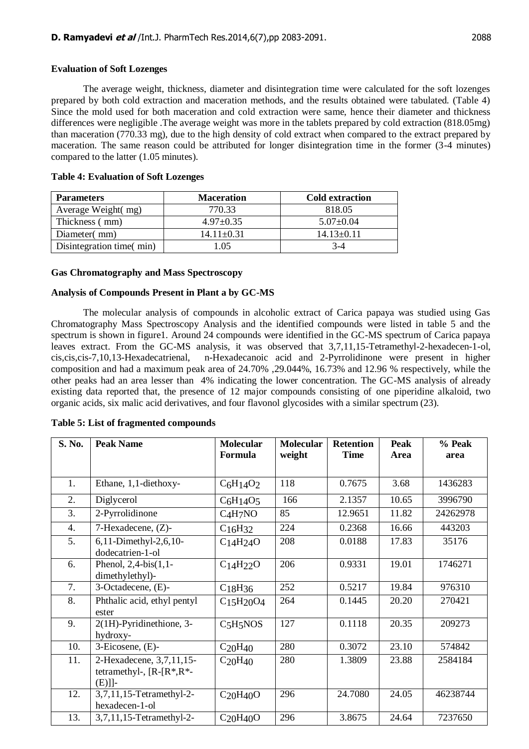### Evaluation of Soft Lozenges

The average weight, thickness, diameter and disintegration time were calculated for the soft lozenges prepared by both cold extraction and maceration methods, and the results obtained were tabulated. (Table 4) Since the mold used for both maceration and cold extraction were same, hence their diameter and thickness differences were negligible .The average weight was more in the tablets prepared by cold extraction (818.05mg) than maceration (770.33 mg), due to the high density of cold extract when compared to the extract prepared by maceration. The same reason could be attributed for longer disintegration time in the former (3-4 minutes) compared to the latter (1.05 minutes).

**Table 4: Evaluation of Soft Lozenges**

| Parameters | Maceration | Cold extraction |
|---|---|---|
| Average Weight( mg) | 770.33 | 818.05 |
| Thickness ( mm) | 4.97±0.35 | 5.07±0.04 |
| Diameter( mm) | 14.11±0.31 | 14.13±0.11 |
| Disintegration time( min) | 1.05 | 3-4 |

### Gas Chromatography and Mass Spectroscopy

### Analysis of Compounds Present in Plant a by GC-MS

The molecular analysis of compounds in alcoholic extract of Carica papaya was studied using Gas Chromatography Mass Spectroscopy Analysis and the identified compounds were listed in table 5 and the spectrum is shown in figure1. Around 24 compounds were identified in the GC-MS spectrum of Carica papaya leaves extract. From the GC-MS analysis, it was observed that 3,7,11,15-Tetramethyl-2-hexadecen-1-ol, cis,cis,cis-7,10,13-Hexadecatrienal, n-Hexadecanoic acid and 2-Pyrrolidinone were present in higher composition and had a maximum peak area of 24.70% ,29.044%, 16.73% and 12.96 % respectively, while the other peaks had an area lesser than 4% indicating the lower concentration. The GC-MS analysis of already existing data reported that, the presence of 12 major compounds consisting of one piperidine alkaloid, two organic acids, six malic acid derivatives, and four flavonol glycosides with a similar spectrum (23).

**Table 5: List of fragmented compounds**

| S. No. | Peak Name | Molecular Formula | Molecular weight | Retention Time | Peak Area | % Peak area |
|---|---|---|---|---|---|---|
| 1. | Ethane, 1,1-diethoxy- | $C_6H_{14}O_2$ | 118 | 0.7675 | 3.68 | 1436283 |
| 2. | Diglycerol | $C_6H_{14}O_5$ | 166 | 2.1357 | 10.65 | 3996790 |
| 3. | 2-Pyrrolidinone | $C_4H_7NO$ | 85 | 12.9651 | 11.82 | 24262978 |
| 4. | 7-Hexadecene, (Z)- | $C_{16}H_{32}$ | 224 | 0.2368 | 16.66 | 443203 |
| 5. | 6,11-Dimethyl-2,6,10-dodecatrien-1-ol | $C_{14}H_{24}O$ | 208 | 0.0188 | 17.83 | 35176 |
| 6. | Phenol, 2,4-bis(1,1-dimethylethyl)- | $C_{14}H_{22}O$ | 206 | 0.9331 | 19.01 | 1746271 |
| 7. | 3-Octadecene, (E)- | $C_{18}H_{36}$ | 252 | 0.5217 | 19.84 | 976310 |
| 8. | Phthalic acid, ethyl pentyl ester | $C_{15}H_{20}O_4$ | 264 | 0.1445 | 20.20 | 270421 |
| 9. | 2(1H)-Pyridinethione, 3-hydroxy- | $C_5H_5NOS$ | 127 | 0.1118 | 20.35 | 209273 |
| 10. | 3-Eicosene, (E)- | $C_{20}H_{40}$ | 280 | 0.3072 | 23.10 | 574842 |
| 11. | 2-Hexadecene, 3,7,11,15-tetramethyl-, [R-[R*,R*-(E)]]- | $C_{20}H_{40}$ | 280 | 1.3809 | 23.88 | 2584184 |
| 12. | 3,7,11,15-Tetramethyl-2-hexadecen-1-ol | $C_{20}H_{40}O$ | 296 | 24.7080 | 24.05 | 46238744 |
| 13. | 3,7,11,15-Tetramethyl-2- | $C_{20}H_{40}O$ | 296 | 3.8675 | 24.64 | 7237650 |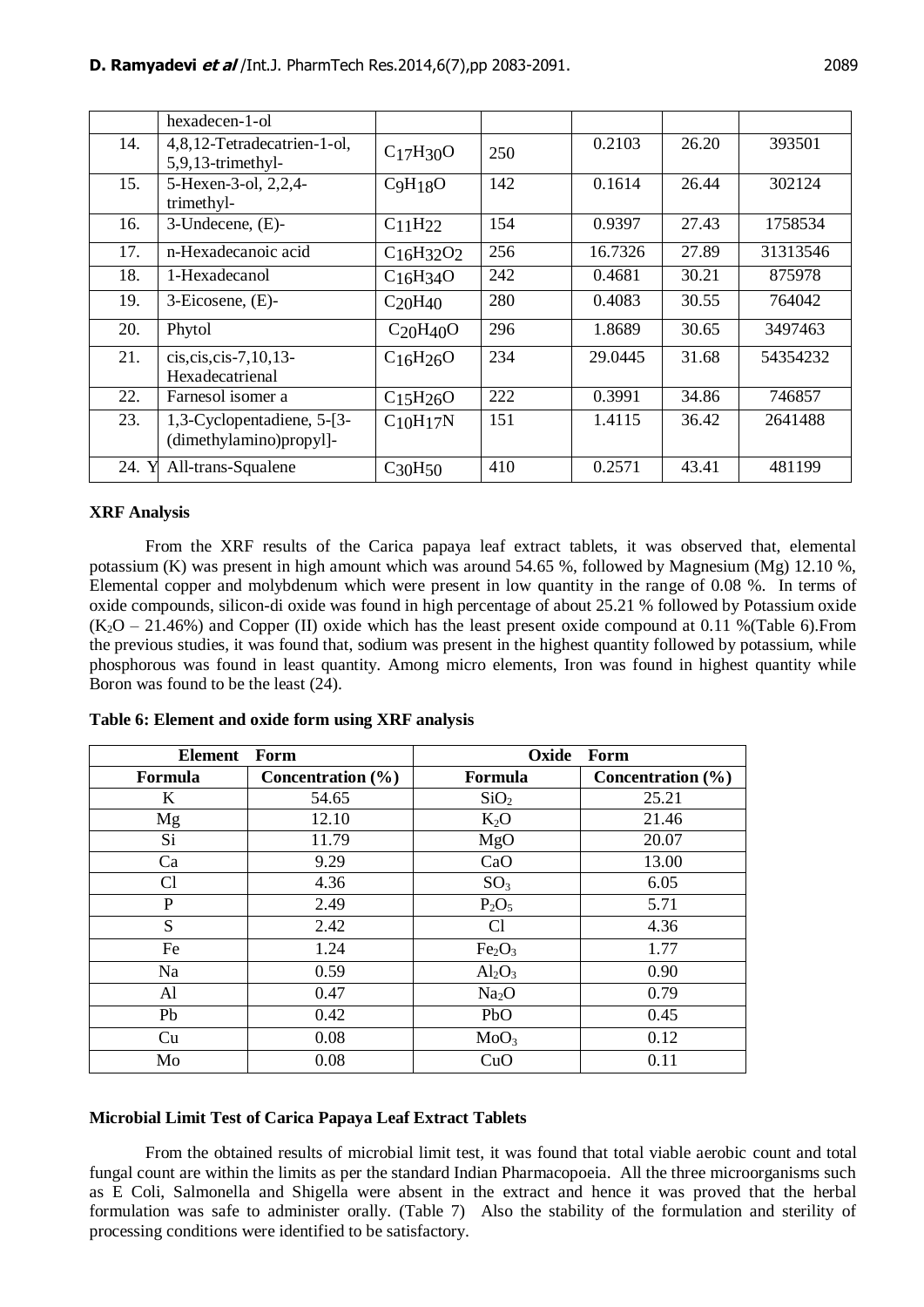|  | hexadecen-1-ol |  |  |  |  |  |
|---|---|---|---|---|---|---|
| 14. | 4,8,12-Tetradecatrien-1-ol, 5,9,13-trimethyl- | $C_{17}H_{30}O$ | 250 | 0.2103 | 26.20 | 393501 |
| 15. | 5-Hexen-3-ol, 2,2,4-trimethyl- | $C_9H_{18}O$ | 142 | 0.1614 | 26.44 | 302124 |
| 16. | 3-Undecene, (E)- | $C_{11}H_{22}$ | 154 | 0.9397 | 27.43 | 1758534 |
| 17. | n-Hexadecanoic acid | $C_{16}H_{32}O_2$ | 256 | 16.7326 | 27.89 | 31313546 |
| 18. | 1-Hexadecanol | $C_{16}H_{34}O$ | 242 | 0.4681 | 30.21 | 875978 |
| 19. | 3-Eicosene, (E)- | $C_{20}H_{40}$ | 280 | 0.4083 | 30.55 | 764042 |
| 20. | Phytol | $C_{20}H_{40}O$ | 296 | 1.8689 | 30.65 | 3497463 |
| 21. | cis,cis,cis-7,10,13-Hexadecatrienal | $C_{16}H_{26}O$ | 234 | 29.0445 | 31.68 | 54354232 |
| 22. | Farnesol isomer a | $C_{15}H_{26}O$ | 222 | 0.3991 | 34.86 | 746857 |
| 23. | 1,3-Cyclopentadiene, 5-[3-(dimethylamino)propyl]- | $C_{10}H_{17}N$ | 151 | 1.4115 | 36.42 | 2641488 |
| 24. Y | All-trans-Squalene | $C_{30}H_{50}$ | 410 | 0.2571 | 43.41 | 481199 |

**XRF Analysis**

From the XRF results of the Carica papaya leaf extract tablets, it was observed that, elemental potassium (K) was present in high amount which was around 54.65 %, followed by Magnesium (Mg) 12.10 %, Elemental copper and molybdenum which were present in low quantity in the range of 0.08 %. In terms of oxide compounds, silicon-di oxide was found in high percentage of about 25.21 % followed by Potassium oxide ($K_2O$ – 21.46%) and Copper (II) oxide which has the least present oxide compound at 0.11 %(Table 6).From the previous studies, it was found that, sodium was present in the highest quantity followed by potassium, while phosphorous was found in least quantity. Among micro elements, Iron was found in highest quantity while Boron was found to be the least (24).

**Table 6: Element and oxide form using XRF analysis**

| Element Form | | Oxide Form | |
|---|---|---|---|
| **Formula** | **Concentration (%)** | **Formula** | **Concentration (%)** |
| K | 54.65 | $SiO_2$ | 25.21 |
| Mg | 12.10 | $K_2O$ | 21.46 |
| Si | 11.79 | MgO | 20.07 |
| Ca | 9.29 | CaO | 13.00 |
| Cl | 4.36 | $SO_3$ | 6.05 |
| P | 2.49 | $P_2O_5$ | 5.71 |
| S | 2.42 | Cl | 4.36 |
| Fe | 1.24 | $Fe_2O_3$ | 1.77 |
| Na | 0.59 | $Al_2O_3$ | 0.90 |
| Al | 0.47 | $Na_2O$ | 0.79 |
| Pb | 0.42 | PbO | 0.45 |
| Cu | 0.08 | $MoO_3$ | 0.12 |
| Mo | 0.08 | CuO | 0.11 |

**Microbial Limit Test of Carica Papaya Leaf Extract Tablets**

From the obtained results of microbial limit test, it was found that total viable aerobic count and total fungal count are within the limits as per the standard Indian Pharmacopoeia. All the three microorganisms such as E Coli, Salmonella and Shigella were absent in the extract and hence it was proved that the herbal formulation was safe to administer orally. (Table 7) Also the stability of the formulation and sterility of processing conditions were identified to be satisfactory.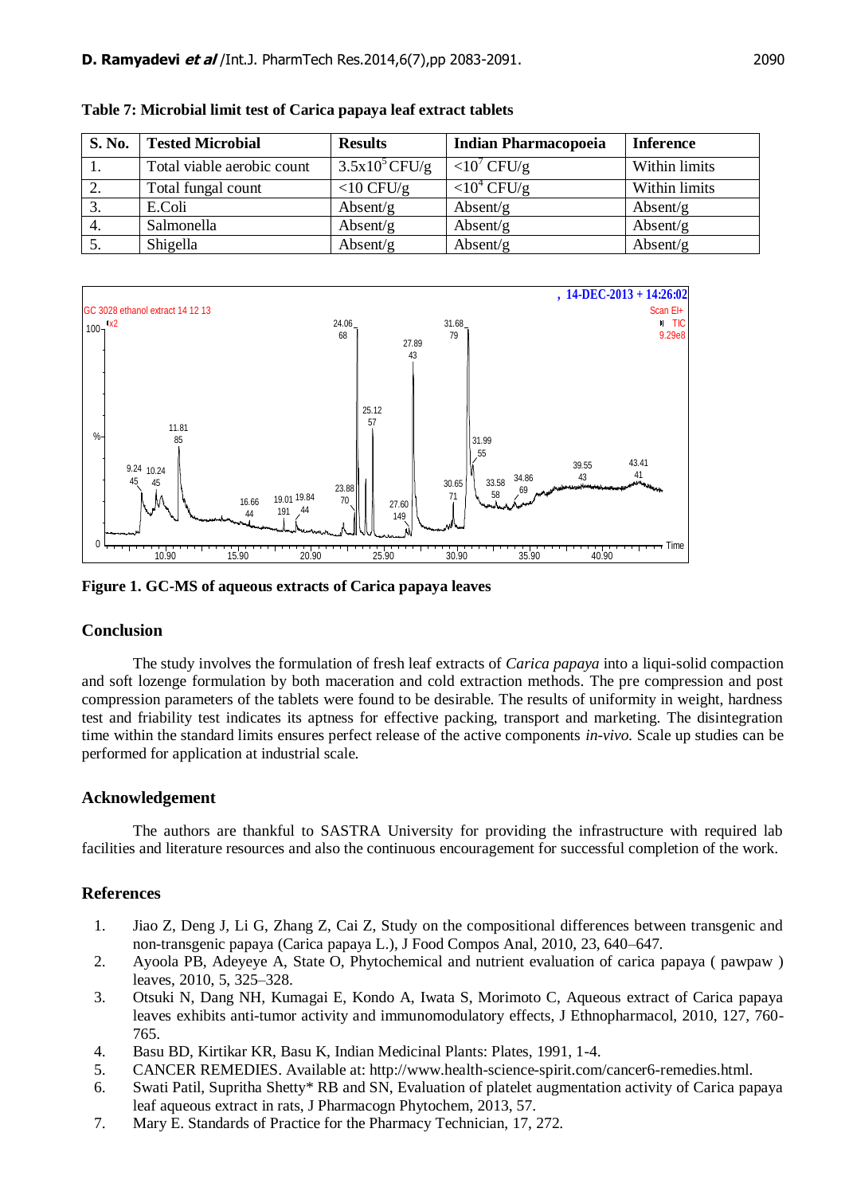**Table 7: Microbial limit test of Carica papaya leaf extract tablets**

| S. No. | Tested Microbial | Results | Indian Pharmacopoeia | Inference |
|---|---|---|---|---|
| 1. | Total viable aerobic count | $3.5x10^5$ CFU/g | $<10^7$ CFU/g | Within limits |
| 2. | Total fungal count | <10 CFU/g | $<10^4$ CFU/g | Within limits |
| 3. | E.Coli | Absent/g | Absent/g | Absent/g |
| 4. | Salmonella | Absent/g | Absent/g | Absent/g |
| 5. | Shigella | Absent/g | Absent/g | Absent/g |

**Figure 1. GC-MS of aqueous extracts of Carica papaya leaves**

## Conclusion

The study involves the formulation of fresh leaf extracts of *Carica papaya* into a liqui-solid compaction and soft lozenge formulation by both maceration and cold extraction methods. The pre compression and post compression parameters of the tablets were found to be desirable. The results of uniformity in weight, hardness test and friability test indicates its aptness for effective packing, transport and marketing. The disintegration time within the standard limits ensures perfect release of the active components *in-vivo.* Scale up studies can be performed for application at industrial scale.

## Acknowledgement

The authors are thankful to SASTRA University for providing the infrastructure with required lab facilities and literature resources and also the continuous encouragement for successful completion of the work.

## References

1. Jiao Z, Deng J, Li G, Zhang Z, Cai Z, Study on the compositional differences between transgenic and non-transgenic papaya (Carica papaya L.), J Food Compos Anal, 2010, 23, 640–647.
2. Ayoola PB, Adeyeye A, State O, Phytochemical and nutrient evaluation of carica papaya ( pawpaw ) leaves, 2010, 5, 325–328.
3. Otsuki N, Dang NH, Kumagai E, Kondo A, Iwata S, Morimoto C, Aqueous extract of Carica papaya leaves exhibits anti-tumor activity and immunomodulatory effects, J Ethnopharmacol, 2010, 127, 760-765.
4. Basu BD, Kirtikar KR, Basu K, Indian Medicinal Plants: Plates, 1991, 1-4.
5. CANCER REMEDIES. Available at: http://www.health-science-spirit.com/cancer6-remedies.html.
6. Swati Patil, Supritha Shetty* RB and SN, Evaluation of platelet augmentation activity of Carica papaya leaf aqueous extract in rats, J Pharmacogn Phytochem, 2013, 57.
7. Mary E. Standards of Practice for the Pharmacy Technician, 17, 272.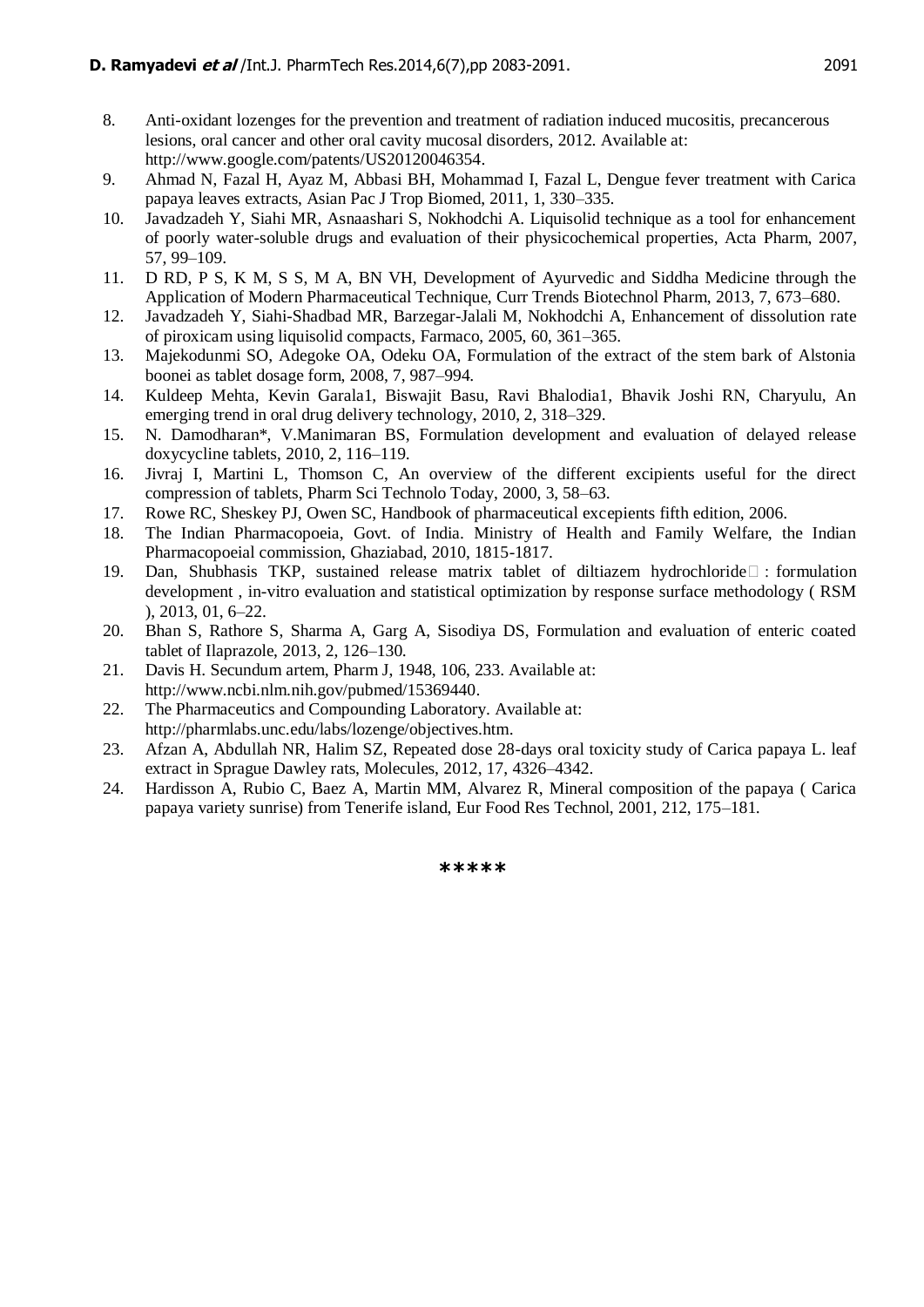8. Anti-oxidant lozenges for the prevention and treatment of radiation induced mucositis, precancerous lesions, oral cancer and other oral cavity mucosal disorders, 2012. Available at: http://www.google.com/patents/US20120046354.
9. Ahmad N, Fazal H, Ayaz M, Abbasi BH, Mohammad I, Fazal L, Dengue fever treatment with Carica papaya leaves extracts, Asian Pac J Trop Biomed, 2011, 1, 330–335.
10. Javadzadeh Y, Siahi MR, Asnaashari S, Nokhodchi A. Liquisolid technique as a tool for enhancement of poorly water-soluble drugs and evaluation of their physicochemical properties, Acta Pharm, 2007, 57, 99–109.
11. D RD, P S, K M, S S, M A, BN VH, Development of Ayurvedic and Siddha Medicine through the Application of Modern Pharmaceutical Technique, Curr Trends Biotechnol Pharm, 2013, 7, 673–680.
12. Javadzadeh Y, Siahi-Shadbad MR, Barzegar-Jalali M, Nokhodchi A, Enhancement of dissolution rate of piroxicam using liquisolid compacts, Farmaco, 2005, 60, 361–365.
13. Majekodunmi SO, Adegoke OA, Odeku OA, Formulation of the extract of the stem bark of Alstonia boonei as tablet dosage form, 2008, 7, 987–994.
14. Kuldeep Mehta, Kevin Garala1, Biswajit Basu, Ravi Bhalodia1, Bhavik Joshi RN, Charyulu, An emerging trend in oral drug delivery technology, 2010, 2, 318–329.
15. N. Damodharan*, V.Manimaran BS, Formulation development and evaluation of delayed release doxycycline tablets, 2010, 2, 116–119.
16. Jivraj I, Martini L, Thomson C, An overview of the different excipients useful for the direct compression of tablets, Pharm Sci Technolo Today, 2000, 3, 58–63.
17. Rowe RC, Sheskey PJ, Owen SC, Handbook of pharmaceutical excepients fifth edition, 2006.
18. The Indian Pharmacopoeia, Govt. of India. Ministry of Health and Family Welfare, the Indian Pharmacopoeial commission, Ghaziabad, 2010, 1815-1817.
19. Dan, Shubhasis TKP, sustained release matrix tablet of diltiazem hydrochloride : formulation development , in-vitro evaluation and statistical optimization by response surface methodology ( RSM ), 2013, 01, 6–22.
20. Bhan S, Rathore S, Sharma A, Garg A, Sisodiya DS, Formulation and evaluation of enteric coated tablet of Ilaprazole, 2013, 2, 126–130.
21. Davis H. Secundum artem, Pharm J, 1948, 106, 233. Available at: http://www.ncbi.nlm.nih.gov/pubmed/15369440.
22. The Pharmaceutics and Compounding Laboratory. Available at: http://pharmlabs.unc.edu/labs/lozenge/objectives.htm.
23. Afzan A, Abdullah NR, Halim SZ, Repeated dose 28-days oral toxicity study of Carica papaya L. leaf extract in Sprague Dawley rats, Molecules, 2012, 17, 4326–4342.
24. Hardisson A, Rubio C, Baez A, Martin MM, Alvarez R, Mineral composition of the papaya ( Carica papaya variety sunrise) from Tenerife island, Eur Food Res Technol, 2001, 212, 175–181.

*****